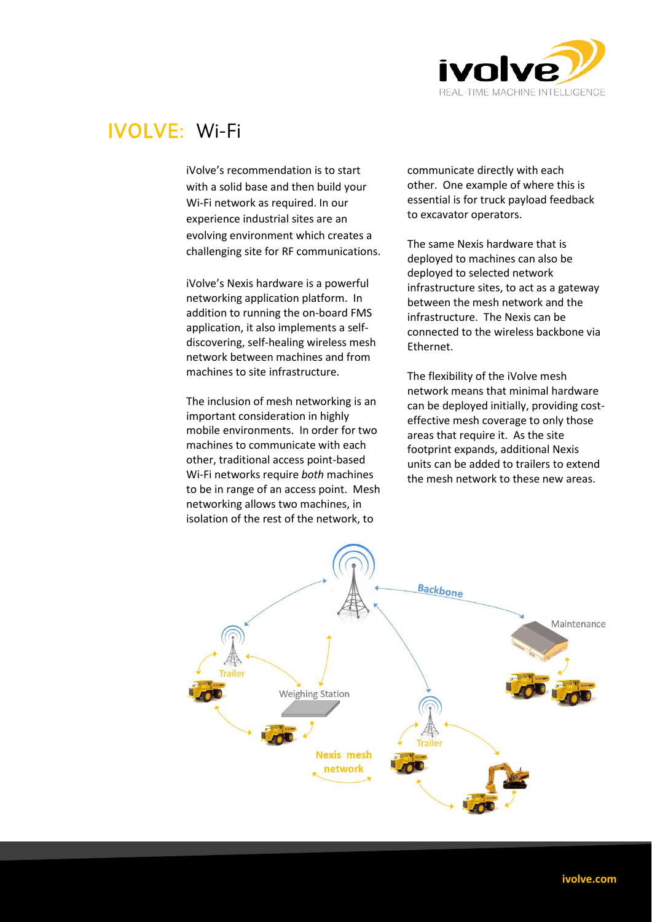# IVOLVE: Wi-Fi

iVolve's recommendation is to start with a solid base and then build your Wi-Fi network as required. In our experience industrial sites are an evolving environment which creates a challenging site for RF communications.

iVolve's Nexis hardware is a powerful networking application platform. In addition to running the on-board FMS application, it also implements a self-discovering, self-healing wireless mesh network between machines and from machines to site infrastructure.

The inclusion of mesh networking is an important consideration in highly mobile environments. In order for two machines to communicate with each other, traditional access point-based Wi-Fi networks require *both* machines to be in range of an access point. Mesh networking allows two machines, in isolation of the rest of the network, to communicate directly with each other. One example of where this is essential is for truck payload feedback to excavator operators.

The same Nexis hardware that is deployed to machines can also be deployed to selected network infrastructure sites, to act as a gateway between the mesh network and the infrastructure. The Nexis can be connected to the wireless backbone via Ethernet.

The flexibility of the iVolve mesh network means that minimal hardware can be deployed initially, providing cost-effective mesh coverage to only those areas that require it. As the site footprint expands, additional Nexis units can be added to trailers to extend the mesh network to these new areas.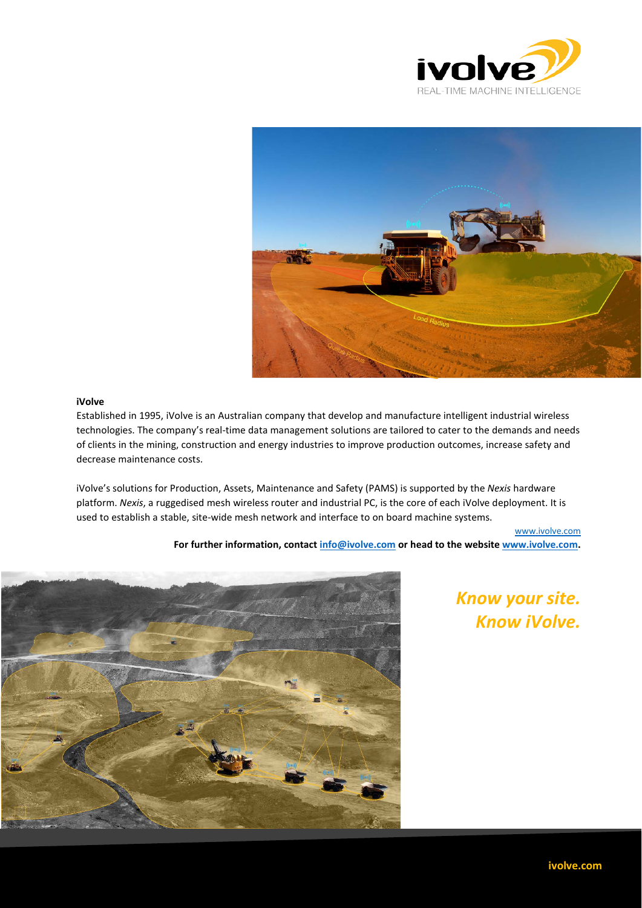**iVolve**

Established in 1995, iVolve is an Australian company that develop and manufacture intelligent industrial wireless technologies. The company's real-time data management solutions are tailored to cater to the demands and needs of clients in the mining, construction and energy industries to improve production outcomes, increase safety and decrease maintenance costs.

iVolve's solutions for Production, Assets, Maintenance and Safety (PAMS) is supported by the *Nexis* hardware platform. *Nexis*, a ruggedised mesh wireless router and industrial PC, is the core of each iVolve deployment. It is used to establish a stable, site-wide mesh network and interface to on board machine systems.

www.ivolve.com

**For further information, contact info@ivolve.com or head to the website www.ivolve.com.**

***Know your site.***
***Know iVolve.***